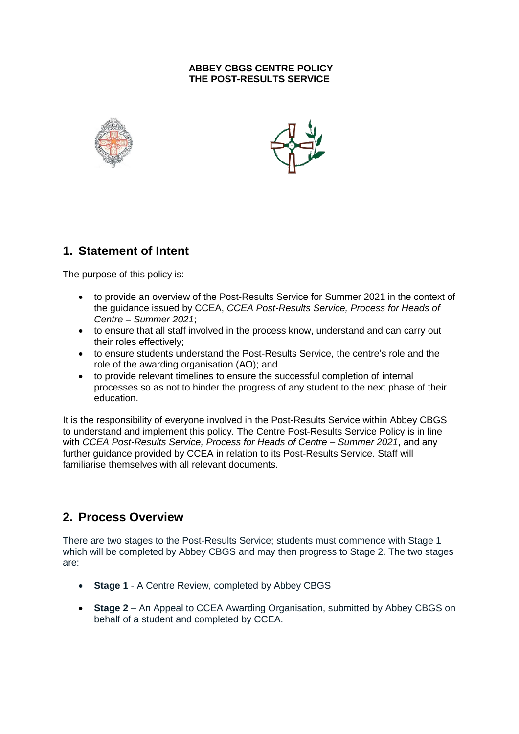**ABBEY CBGS CENTRE POLICY**
**THE POST-RESULTS SERVICE**

## 1. Statement of Intent

The purpose of this policy is:

- to provide an overview of the Post-Results Service for Summer 2021 in the context of the guidance issued by CCEA, *CCEA Post-Results Service, Process for Heads of Centre – Summer 2021*;
- to ensure that all staff involved in the process know, understand and can carry out their roles effectively;
- to ensure students understand the Post-Results Service, the centre's role and the role of the awarding organisation (AO); and
- to provide relevant timelines to ensure the successful completion of internal processes so as not to hinder the progress of any student to the next phase of their education.

It is the responsibility of everyone involved in the Post-Results Service within Abbey CBGS to understand and implement this policy. The Centre Post-Results Service Policy is in line with *CCEA Post-Results Service, Process for Heads of Centre – Summer 2021*, and any further guidance provided by CCEA in relation to its Post-Results Service. Staff will familiarise themselves with all relevant documents.

## 2. Process Overview

There are two stages to the Post-Results Service; students must commence with Stage 1 which will be completed by Abbey CBGS and may then progress to Stage 2. The two stages are:

- **Stage 1** - A Centre Review, completed by Abbey CBGS
- **Stage 2** – An Appeal to CCEA Awarding Organisation, submitted by Abbey CBGS on behalf of a student and completed by CCEA.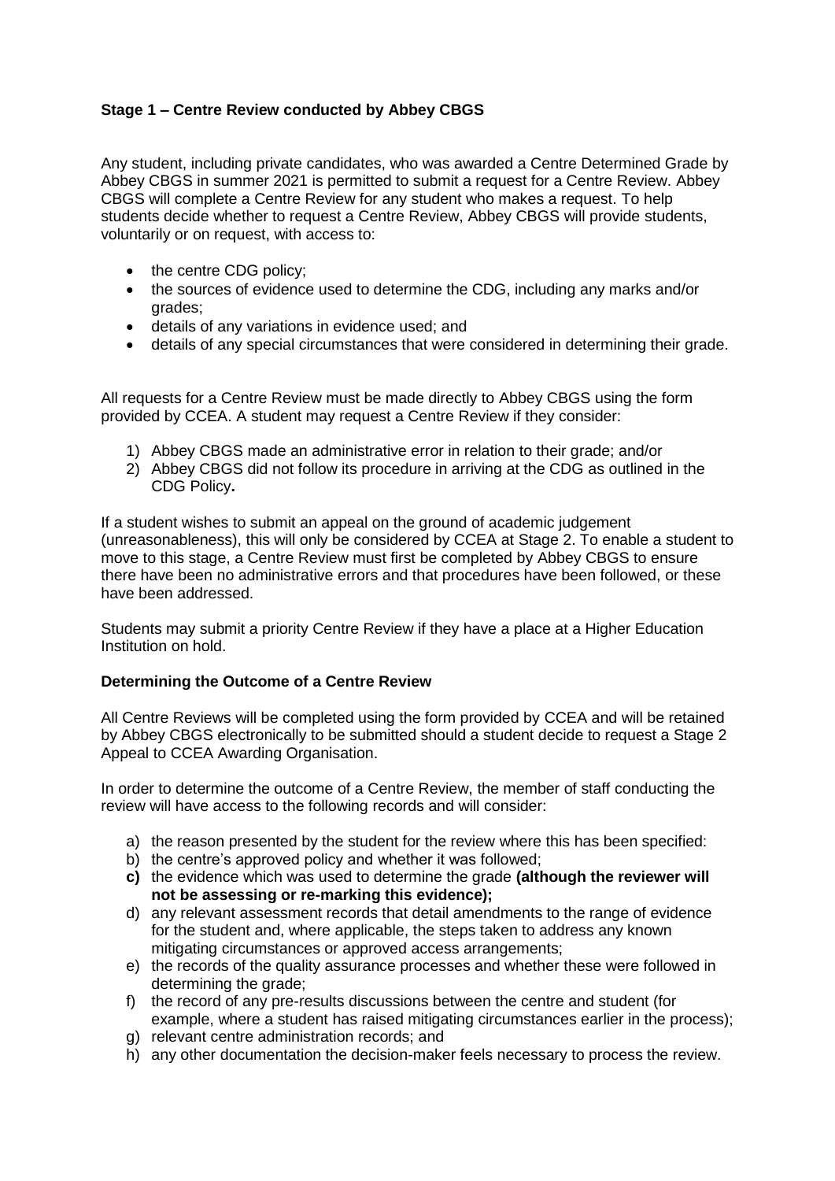**Stage 1 – Centre Review conducted by Abbey CBGS**

Any student, including private candidates, who was awarded a Centre Determined Grade by Abbey CBGS in summer 2021 is permitted to submit a request for a Centre Review. Abbey CBGS will complete a Centre Review for any student who makes a request. To help students decide whether to request a Centre Review, Abbey CBGS will provide students, voluntarily or on request, with access to:

- the centre CDG policy;
- the sources of evidence used to determine the CDG, including any marks and/or grades;
- details of any variations in evidence used; and
- details of any special circumstances that were considered in determining their grade.

All requests for a Centre Review must be made directly to Abbey CBGS using the form provided by CCEA. A student may request a Centre Review if they consider:

1) Abbey CBGS made an administrative error in relation to their grade; and/or
2) Abbey CBGS did not follow its procedure in arriving at the CDG as outlined in the CDG Policy**.**

If a student wishes to submit an appeal on the ground of academic judgement (unreasonableness), this will only be considered by CCEA at Stage 2. To enable a student to move to this stage, a Centre Review must first be completed by Abbey CBGS to ensure there have been no administrative errors and that procedures have been followed, or these have been addressed.

Students may submit a priority Centre Review if they have a place at a Higher Education Institution on hold.

**Determining the Outcome of a Centre Review**

All Centre Reviews will be completed using the form provided by CCEA and will be retained by Abbey CBGS electronically to be submitted should a student decide to request a Stage 2 Appeal to CCEA Awarding Organisation.

In order to determine the outcome of a Centre Review, the member of staff conducting the review will have access to the following records and will consider:

a) the reason presented by the student for the review where this has been specified:
b) the centre's approved policy and whether it was followed;
**c)** the evidence which was used to determine the grade **(although the reviewer will not be assessing or re-marking this evidence);**
d) any relevant assessment records that detail amendments to the range of evidence for the student and, where applicable, the steps taken to address any known mitigating circumstances or approved access arrangements;
e) the records of the quality assurance processes and whether these were followed in determining the grade;
f) the record of any pre-results discussions between the centre and student (for example, where a student has raised mitigating circumstances earlier in the process);
g) relevant centre administration records; and
h) any other documentation the decision-maker feels necessary to process the review.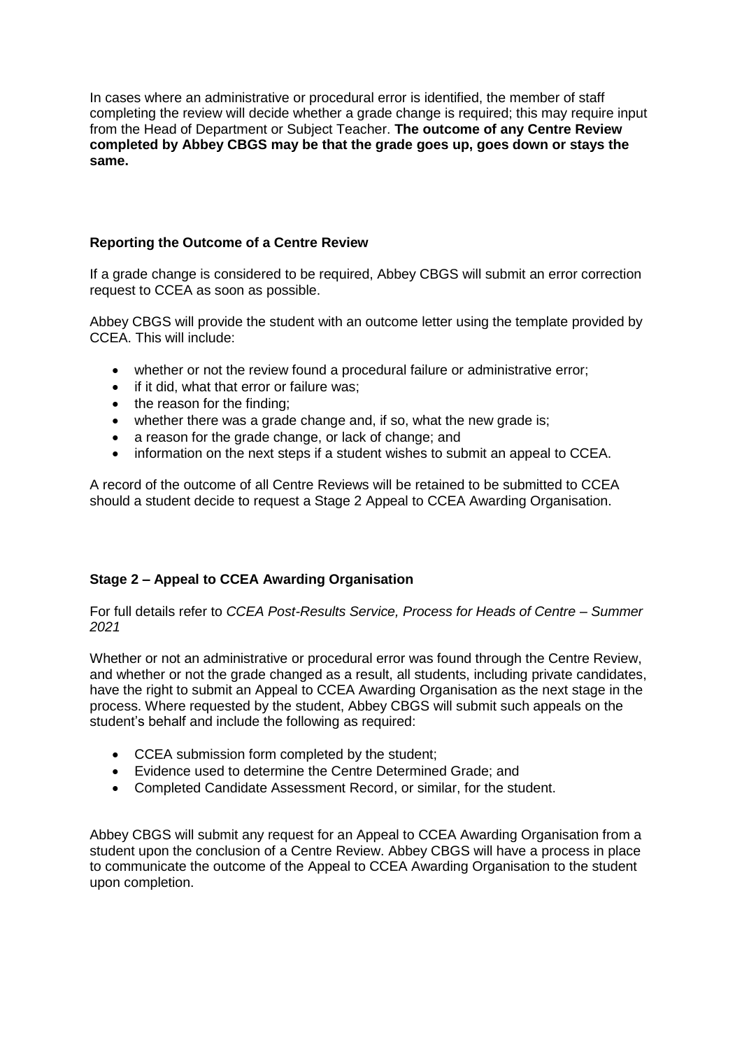In cases where an administrative or procedural error is identified, the member of staff completing the review will decide whether a grade change is required; this may require input from the Head of Department or Subject Teacher. **The outcome of any Centre Review completed by Abbey CBGS may be that the grade goes up, goes down or stays the same.**

### Reporting the Outcome of a Centre Review

If a grade change is considered to be required, Abbey CBGS will submit an error correction request to CCEA as soon as possible.

Abbey CBGS will provide the student with an outcome letter using the template provided by CCEA. This will include:

- whether or not the review found a procedural failure or administrative error;
- if it did, what that error or failure was;
- the reason for the finding;
- whether there was a grade change and, if so, what the new grade is;
- a reason for the grade change, or lack of change; and
- information on the next steps if a student wishes to submit an appeal to CCEA.

A record of the outcome of all Centre Reviews will be retained to be submitted to CCEA should a student decide to request a Stage 2 Appeal to CCEA Awarding Organisation.

### Stage 2 – Appeal to CCEA Awarding Organisation

For full details refer to *CCEA Post-Results Service, Process for Heads of Centre – Summer 2021*

Whether or not an administrative or procedural error was found through the Centre Review, and whether or not the grade changed as a result, all students, including private candidates, have the right to submit an Appeal to CCEA Awarding Organisation as the next stage in the process. Where requested by the student, Abbey CBGS will submit such appeals on the student's behalf and include the following as required:

- CCEA submission form completed by the student;
- Evidence used to determine the Centre Determined Grade; and
- Completed Candidate Assessment Record, or similar, for the student.

Abbey CBGS will submit any request for an Appeal to CCEA Awarding Organisation from a student upon the conclusion of a Centre Review. Abbey CBGS will have a process in place to communicate the outcome of the Appeal to CCEA Awarding Organisation to the student upon completion.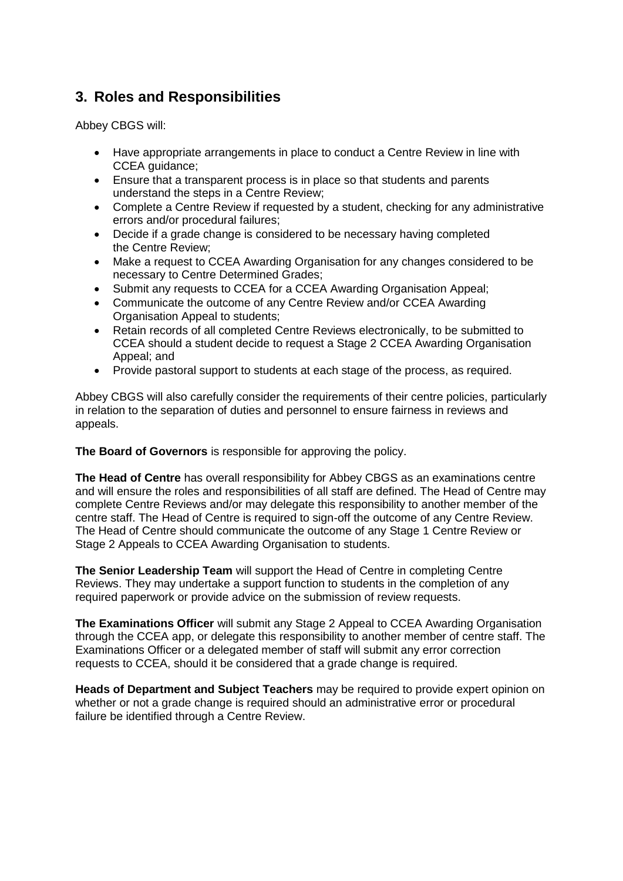## 3. Roles and Responsibilities

Abbey CBGS will:

- Have appropriate arrangements in place to conduct a Centre Review in line with CCEA guidance;
- Ensure that a transparent process is in place so that students and parents understand the steps in a Centre Review;
- Complete a Centre Review if requested by a student, checking for any administrative errors and/or procedural failures;
- Decide if a grade change is considered to be necessary having completed the Centre Review;
- Make a request to CCEA Awarding Organisation for any changes considered to be necessary to Centre Determined Grades;
- Submit any requests to CCEA for a CCEA Awarding Organisation Appeal;
- Communicate the outcome of any Centre Review and/or CCEA Awarding Organisation Appeal to students;
- Retain records of all completed Centre Reviews electronically, to be submitted to CCEA should a student decide to request a Stage 2 CCEA Awarding Organisation Appeal; and
- Provide pastoral support to students at each stage of the process, as required.

Abbey CBGS will also carefully consider the requirements of their centre policies, particularly in relation to the separation of duties and personnel to ensure fairness in reviews and appeals.

**The Board of Governors** is responsible for approving the policy.

**The Head of Centre** has overall responsibility for Abbey CBGS as an examinations centre and will ensure the roles and responsibilities of all staff are defined. The Head of Centre may complete Centre Reviews and/or may delegate this responsibility to another member of the centre staff. The Head of Centre is required to sign-off the outcome of any Centre Review. The Head of Centre should communicate the outcome of any Stage 1 Centre Review or Stage 2 Appeals to CCEA Awarding Organisation to students.

**The Senior Leadership Team** will support the Head of Centre in completing Centre Reviews. They may undertake a support function to students in the completion of any required paperwork or provide advice on the submission of review requests.

**The Examinations Officer** will submit any Stage 2 Appeal to CCEA Awarding Organisation through the CCEA app, or delegate this responsibility to another member of centre staff. The Examinations Officer or a delegated member of staff will submit any error correction requests to CCEA, should it be considered that a grade change is required.

**Heads of Department and Subject Teachers** may be required to provide expert opinion on whether or not a grade change is required should an administrative error or procedural failure be identified through a Centre Review.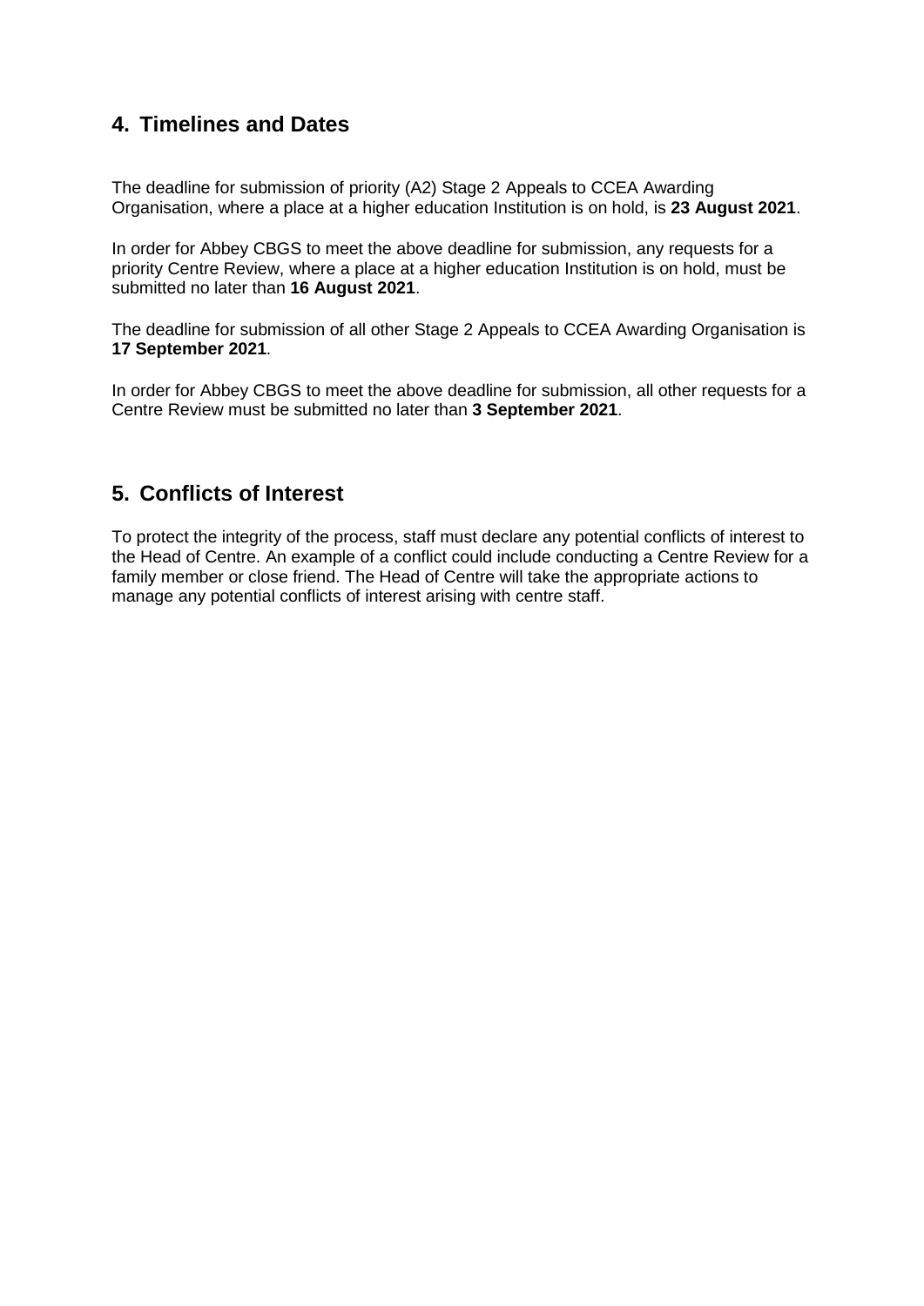## 4. Timelines and Dates

The deadline for submission of priority (A2) Stage 2 Appeals to CCEA Awarding Organisation, where a place at a higher education Institution is on hold, is **23 August 2021**.

In order for Abbey CBGS to meet the above deadline for submission, any requests for a priority Centre Review, where a place at a higher education Institution is on hold, must be submitted no later than **16 August 2021**.

The deadline for submission of all other Stage 2 Appeals to CCEA Awarding Organisation is **17 September 2021**.

In order for Abbey CBGS to meet the above deadline for submission, all other requests for a Centre Review must be submitted no later than **3 September 2021**.

## 5. Conflicts of Interest

To protect the integrity of the process, staff must declare any potential conflicts of interest to the Head of Centre. An example of a conflict could include conducting a Centre Review for a family member or close friend. The Head of Centre will take the appropriate actions to manage any potential conflicts of interest arising with centre staff.